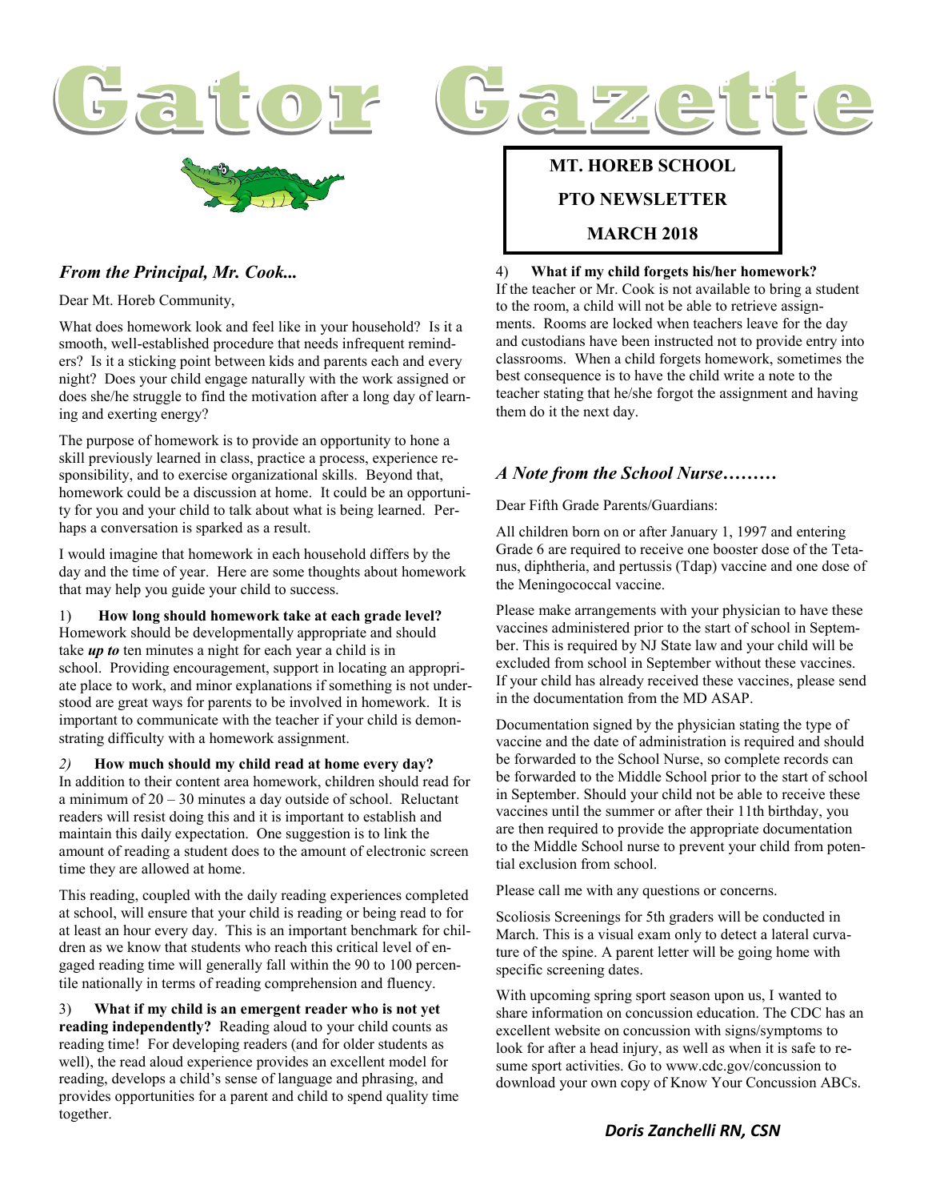# Gator Gazette

**MT. HOREB SCHOOL**

**PTO NEWSLETTER**

**MARCH 2018**

## *From the Principal, Mr. Cook...*

Dear Mt. Horeb Community,

What does homework look and feel like in your household? Is it a smooth, well-established procedure that needs infrequent reminders? Is it a sticking point between kids and parents each and every night? Does your child engage naturally with the work assigned or does she/he struggle to find the motivation after a long day of learning and exerting energy?

The purpose of homework is to provide an opportunity to hone a skill previously learned in class, practice a process, experience responsibility, and to exercise organizational skills. Beyond that, homework could be a discussion at home. It could be an opportunity for you and your child to talk about what is being learned. Perhaps a conversation is sparked as a result.

I would imagine that homework in each household differs by the day and the time of year. Here are some thoughts about homework that may help you guide your child to success.

1) **How long should homework take at each grade level?** Homework should be developmentally appropriate and should take ***up to*** ten minutes a night for each year a child is in school. Providing encouragement, support in locating an appropriate place to work, and minor explanations if something is not understood are great ways for parents to be involved in homework. It is important to communicate with the teacher if your child is demonstrating difficulty with a homework assignment.

*2)* **How much should my child read at home every day?** In addition to their content area homework, children should read for a minimum of 20 – 30 minutes a day outside of school. Reluctant readers will resist doing this and it is important to establish and maintain this daily expectation. One suggestion is to link the amount of reading a student does to the amount of electronic screen time they are allowed at home.

This reading, coupled with the daily reading experiences completed at school, will ensure that your child is reading or being read to for at least an hour every day. This is an important benchmark for children as we know that students who reach this critical level of engaged reading time will generally fall within the 90 to 100 percentile nationally in terms of reading comprehension and fluency.

3) **What if my child is an emergent reader who is not yet reading independently?** Reading aloud to your child counts as reading time! For developing readers (and for older students as well), the read aloud experience provides an excellent model for reading, develops a child's sense of language and phrasing, and provides opportunities for a parent and child to spend quality time together.

4) **What if my child forgets his/her homework?** If the teacher or Mr. Cook is not available to bring a student to the room, a child will not be able to retrieve assignments. Rooms are locked when teachers leave for the day and custodians have been instructed not to provide entry into classrooms. When a child forgets homework, sometimes the best consequence is to have the child write a note to the teacher stating that he/she forgot the assignment and having them do it the next day.

## *A Note from the School Nurse………*

Dear Fifth Grade Parents/Guardians:

All children born on or after January 1, 1997 and entering Grade 6 are required to receive one booster dose of the Tetanus, diphtheria, and pertussis (Tdap) vaccine and one dose of the Meningococcal vaccine.

Please make arrangements with your physician to have these vaccines administered prior to the start of school in September. This is required by NJ State law and your child will be excluded from school in September without these vaccines. If your child has already received these vaccines, please send in the documentation from the MD ASAP.

Documentation signed by the physician stating the type of vaccine and the date of administration is required and should be forwarded to the School Nurse, so complete records can be forwarded to the Middle School prior to the start of school in September. Should your child not be able to receive these vaccines until the summer or after their 11th birthday, you are then required to provide the appropriate documentation to the Middle School nurse to prevent your child from potential exclusion from school.

Please call me with any questions or concerns.

Scoliosis Screenings for 5th graders will be conducted in March. This is a visual exam only to detect a lateral curvature of the spine. A parent letter will be going home with specific screening dates.

With upcoming spring sport season upon us, I wanted to share information on concussion education. The CDC has an excellent website on concussion with signs/symptoms to look for after a head injury, as well as when it is safe to resume sport activities. Go to www.cdc.gov/concussion to download your own copy of Know Your Concussion ABCs.

***Doris Zanchelli RN, CSN***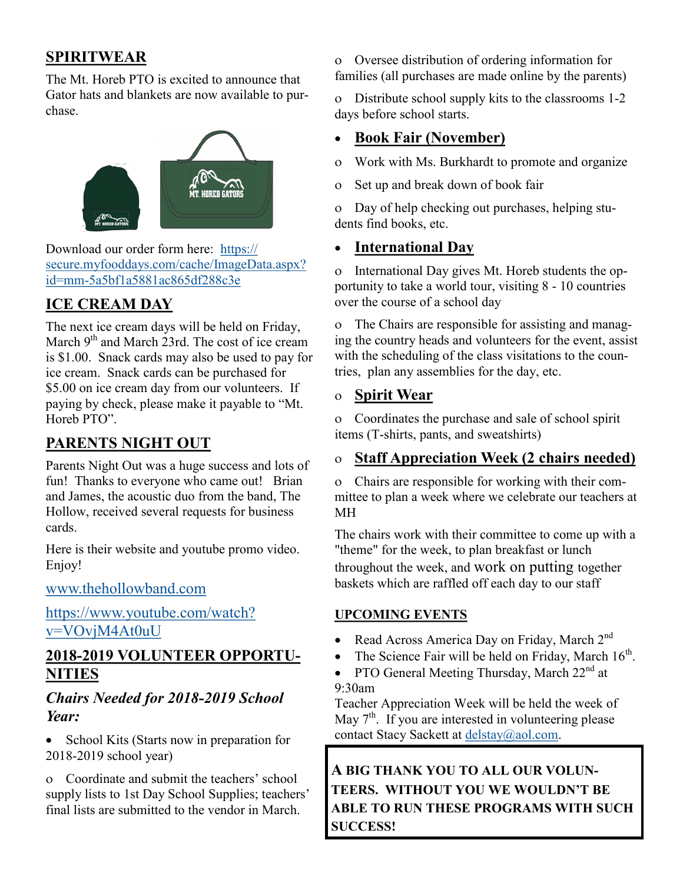## SPIRITWEAR

The Mt. Horeb PTO is excited to announce that Gator hats and blankets are now available to purchase.

Download our order form here: https://secure.myfooddays.com/cache/ImageData.aspx?id=mm-5a5bf1a5881ac865df288c3e

## ICE CREAM DAY

The next ice cream days will be held on Friday, March 9th and March 23rd. The cost of ice cream is $1.00. Snack cards may also be used to pay for ice cream. Snack cards can be purchased for $5.00 on ice cream day from our volunteers. If paying by check, please make it payable to "Mt. Horeb PTO".

## PARENTS NIGHT OUT

Parents Night Out was a huge success and lots of fun! Thanks to everyone who came out! Brian and James, the acoustic duo from the band, The Hollow, received several requests for business cards.

Here is their website and youtube promo video. Enjoy!

www.thehollowband.com

https://www.youtube.com/watch?v=VOvjM4At0uU

## 2018-2019 VOLUNTEER OPPORTUNITIES

### *Chairs Needed for 2018-2019 School Year:*

- School Kits (Starts now in preparation for 2018-2019 school year)
  - Coordinate and submit the teachers' school supply lists to 1st Day School Supplies; teachers' final lists are submitted to the vendor in March.
  - Oversee distribution of ordering information for families (all purchases are made online by the parents)
  - Distribute school supply kits to the classrooms 1-2 days before school starts.
- **Book Fair (November)**
  - Work with Ms. Burkhardt to promote and organize
  - Set up and break down of book fair
  - Day of help checking out purchases, helping students find books, etc.
- **International Day**
  - International Day gives Mt. Horeb students the opportunity to take a world tour, visiting 8 - 10 countries over the course of a school day
  - The Chairs are responsible for assisting and managing the country heads and volunteers for the event, assist with the scheduling of the class visitations to the countries, plan any assemblies for the day, etc.
- **Spirit Wear**
  - Coordinates the purchase and sale of school spirit items (T-shirts, pants, and sweatshirts)
- **Staff Appreciation Week (2 chairs needed)**
  - Chairs are responsible for working with their committee to plan a week where we celebrate our teachers at MH

The chairs work with their committee to come up with a "theme" for the week, to plan breakfast or lunch throughout the week, and work on putting together baskets which are raffled off each day to our staff

## UPCOMING EVENTS

- Read Across America Day on Friday, March 2nd
- The Science Fair will be held on Friday, March 16th.
- PTO General Meeting Thursday, March 22nd at 9:30am

Teacher Appreciation Week will be held the week of May 7th. If you are interested in volunteering please contact Stacy Sackett at delstay@aol.com.

**A BIG THANK YOU TO ALL OUR VOLUNTEERS. WITHOUT YOU WE WOULDN'T BE ABLE TO RUN THESE PROGRAMS WITH SUCH SUCCESS!**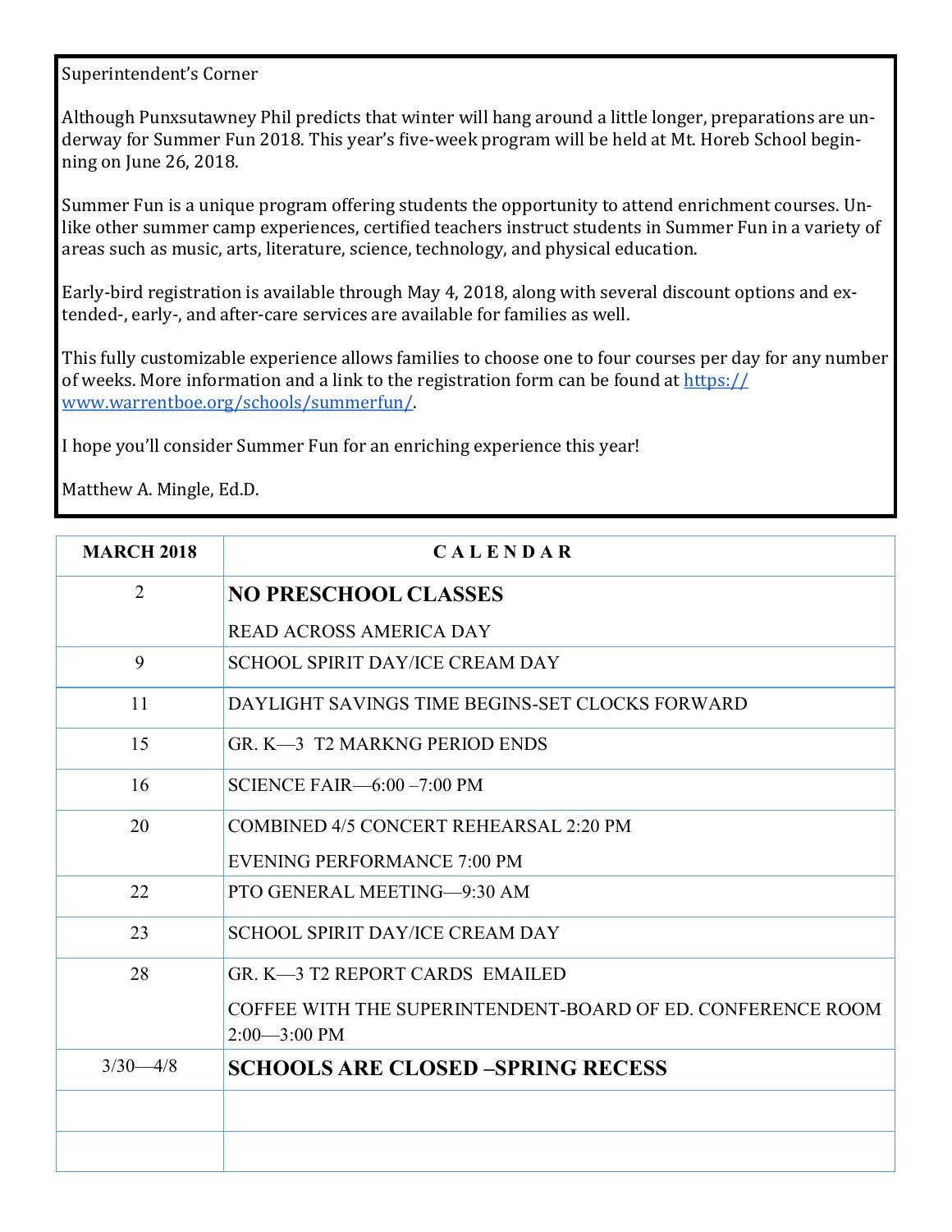## Superintendent's Corner

Although Punxsutawney Phil predicts that winter will hang around a little longer, preparations are underway for Summer Fun 2018. This year's five-week program will be held at Mt. Horeb School beginning on June 26, 2018.

Summer Fun is a unique program offering students the opportunity to attend enrichment courses. Unlike other summer camp experiences, certified teachers instruct students in Summer Fun in a variety of areas such as music, arts, literature, science, technology, and physical education.

Early-bird registration is available through May 4, 2018, along with several discount options and extended-, early-, and after-care services are available for families as well.

This fully customizable experience allows families to choose one to four courses per day for any number of weeks. More information and a link to the registration form can be found at https://www.warrentboe.org/schools/summerfun/.

I hope you'll consider Summer Fun for an enriching experience this year!

Matthew A. Mingle, Ed.D.

| MARCH 2018 | CALENDAR |
|---|---|
| 2 | **NO PRESCHOOL CLASSES**<br>READ ACROSS AMERICA DAY |
| 9 | SCHOOL SPIRIT DAY/ICE CREAM DAY |
| 11 | DAYLIGHT SAVINGS TIME BEGINS-SET CLOCKS FORWARD |
| 15 | GR. K—3 T2 MARKNG PERIOD ENDS |
| 16 | SCIENCE FAIR—6:00 –7:00 PM |
| 20 | COMBINED 4/5 CONCERT REHEARSAL 2:20 PM<br>EVENING PERFORMANCE 7:00 PM |
| 22 | PTO GENERAL MEETING—9:30 AM |
| 23 | SCHOOL SPIRIT DAY/ICE CREAM DAY |
| 28 | GR. K—3 T2 REPORT CARDS EMAILED<br>COFFEE WITH THE SUPERINTENDENT-BOARD OF ED. CONFERENCE ROOM 2:00—3:00 PM |
| 3/30—4/8 | **SCHOOLS ARE CLOSED –SPRING RECESS** |
| | |
| | |